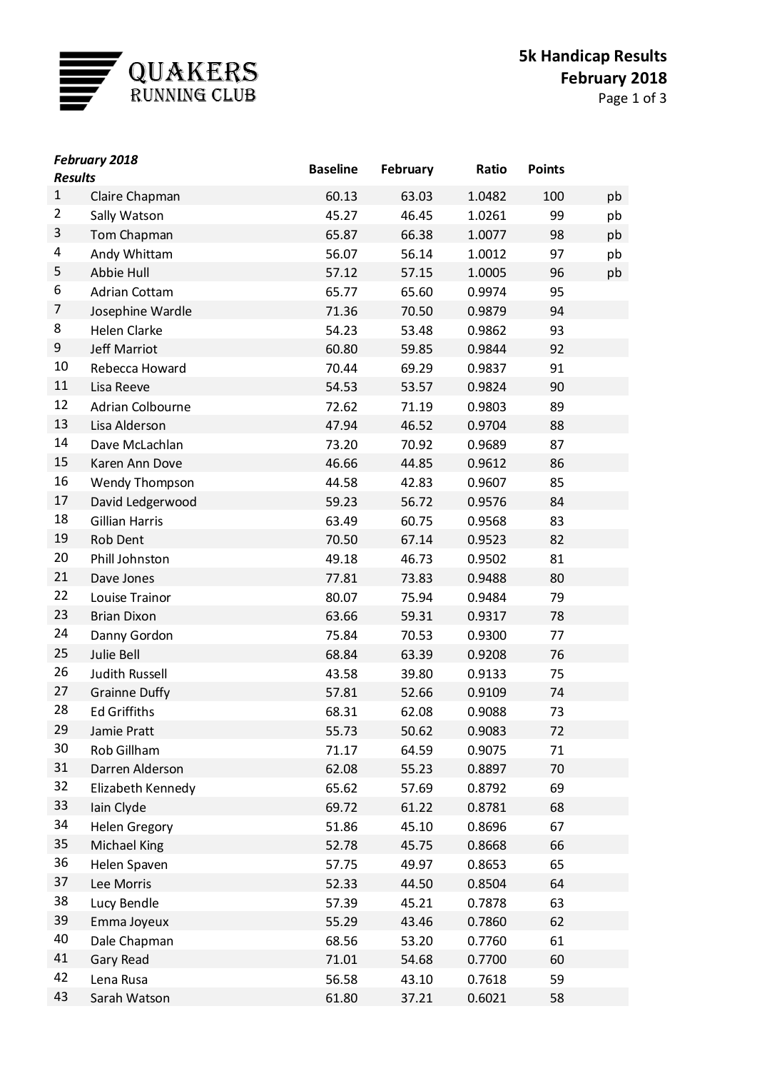QUAKERS
RUNNING CLUB

# 5k Handicap Results
## February 2018

| *February 2018 Results* | | Baseline | February | Ratio | Points | |
|---|---|---|---|---|---|---|
| 1 | Claire Chapman | 60.13 | 63.03 | 1.0482 | 100 | pb |
| 2 | Sally Watson | 45.27 | 46.45 | 1.0261 | 99 | pb |
| 3 | Tom Chapman | 65.87 | 66.38 | 1.0077 | 98 | pb |
| 4 | Andy Whittam | 56.07 | 56.14 | 1.0012 | 97 | pb |
| 5 | Abbie Hull | 57.12 | 57.15 | 1.0005 | 96 | pb |
| 6 | Adrian Cottam | 65.77 | 65.60 | 0.9974 | 95 | |
| 7 | Josephine Wardle | 71.36 | 70.50 | 0.9879 | 94 | |
| 8 | Helen Clarke | 54.23 | 53.48 | 0.9862 | 93 | |
| 9 | Jeff Marriot | 60.80 | 59.85 | 0.9844 | 92 | |
| 10 | Rebecca Howard | 70.44 | 69.29 | 0.9837 | 91 | |
| 11 | Lisa Reeve | 54.53 | 53.57 | 0.9824 | 90 | |
| 12 | Adrian Colbourne | 72.62 | 71.19 | 0.9803 | 89 | |
| 13 | Lisa Alderson | 47.94 | 46.52 | 0.9704 | 88 | |
| 14 | Dave McLachlan | 73.20 | 70.92 | 0.9689 | 87 | |
| 15 | Karen Ann Dove | 46.66 | 44.85 | 0.9612 | 86 | |
| 16 | Wendy Thompson | 44.58 | 42.83 | 0.9607 | 85 | |
| 17 | David Ledgerwood | 59.23 | 56.72 | 0.9576 | 84 | |
| 18 | Gillian Harris | 63.49 | 60.75 | 0.9568 | 83 | |
| 19 | Rob Dent | 70.50 | 67.14 | 0.9523 | 82 | |
| 20 | Phill Johnston | 49.18 | 46.73 | 0.9502 | 81 | |
| 21 | Dave Jones | 77.81 | 73.83 | 0.9488 | 80 | |
| 22 | Louise Trainor | 80.07 | 75.94 | 0.9484 | 79 | |
| 23 | Brian Dixon | 63.66 | 59.31 | 0.9317 | 78 | |
| 24 | Danny Gordon | 75.84 | 70.53 | 0.9300 | 77 | |
| 25 | Julie Bell | 68.84 | 63.39 | 0.9208 | 76 | |
| 26 | Judith Russell | 43.58 | 39.80 | 0.9133 | 75 | |
| 27 | Grainne Duffy | 57.81 | 52.66 | 0.9109 | 74 | |
| 28 | Ed Griffiths | 68.31 | 62.08 | 0.9088 | 73 | |
| 29 | Jamie Pratt | 55.73 | 50.62 | 0.9083 | 72 | |
| 30 | Rob Gillham | 71.17 | 64.59 | 0.9075 | 71 | |
| 31 | Darren Alderson | 62.08 | 55.23 | 0.8897 | 70 | |
| 32 | Elizabeth Kennedy | 65.62 | 57.69 | 0.8792 | 69 | |
| 33 | Iain Clyde | 69.72 | 61.22 | 0.8781 | 68 | |
| 34 | Helen Gregory | 51.86 | 45.10 | 0.8696 | 67 | |
| 35 | Michael King | 52.78 | 45.75 | 0.8668 | 66 | |
| 36 | Helen Spaven | 57.75 | 49.97 | 0.8653 | 65 | |
| 37 | Lee Morris | 52.33 | 44.50 | 0.8504 | 64 | |
| 38 | Lucy Bendle | 57.39 | 45.21 | 0.7878 | 63 | |
| 39 | Emma Joyeux | 55.29 | 43.46 | 0.7860 | 62 | |
| 40 | Dale Chapman | 68.56 | 53.20 | 0.7760 | 61 | |
| 41 | Gary Read | 71.01 | 54.68 | 0.7700 | 60 | |
| 42 | Lena Rusa | 56.58 | 43.10 | 0.7618 | 59 | |
| 43 | Sarah Watson | 61.80 | 37.21 | 0.6021 | 58 | |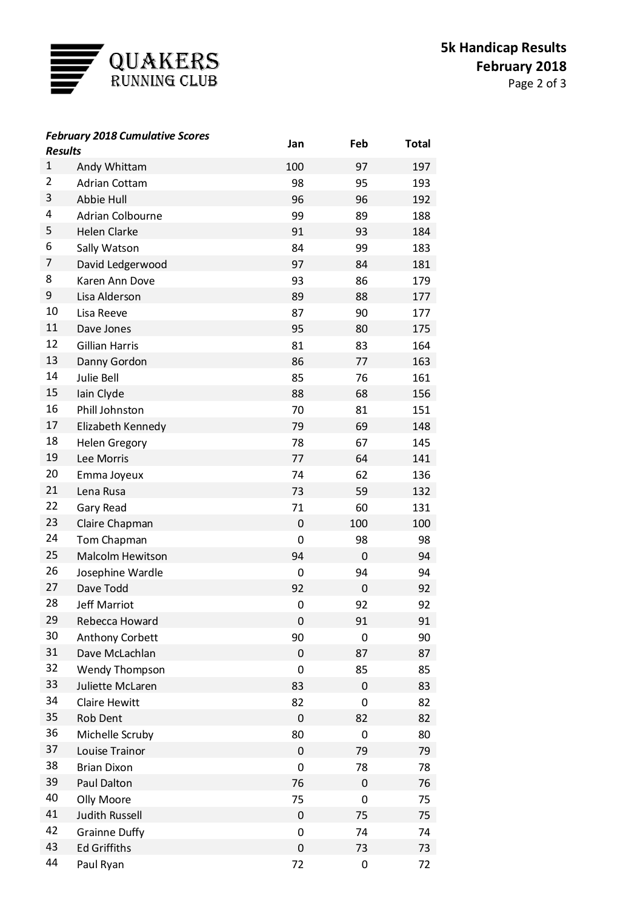# QUAKERS RUNNING CLUB

## 5k Handicap Results
## February 2018

| ***February 2018 Cumulative Scores Results*** | | Jan | Feb | Total |
|---|---|---|---|---|
| 1 | Andy Whittam | 100 | 97 | 197 |
| 2 | Adrian Cottam | 98 | 95 | 193 |
| 3 | Abbie Hull | 96 | 96 | 192 |
| 4 | Adrian Colbourne | 99 | 89 | 188 |
| 5 | Helen Clarke | 91 | 93 | 184 |
| 6 | Sally Watson | 84 | 99 | 183 |
| 7 | David Ledgerwood | 97 | 84 | 181 |
| 8 | Karen Ann Dove | 93 | 86 | 179 |
| 9 | Lisa Alderson | 89 | 88 | 177 |
| 10 | Lisa Reeve | 87 | 90 | 177 |
| 11 | Dave Jones | 95 | 80 | 175 |
| 12 | Gillian Harris | 81 | 83 | 164 |
| 13 | Danny Gordon | 86 | 77 | 163 |
| 14 | Julie Bell | 85 | 76 | 161 |
| 15 | Iain Clyde | 88 | 68 | 156 |
| 16 | Phill Johnston | 70 | 81 | 151 |
| 17 | Elizabeth Kennedy | 79 | 69 | 148 |
| 18 | Helen Gregory | 78 | 67 | 145 |
| 19 | Lee Morris | 77 | 64 | 141 |
| 20 | Emma Joyeux | 74 | 62 | 136 |
| 21 | Lena Rusa | 73 | 59 | 132 |
| 22 | Gary Read | 71 | 60 | 131 |
| 23 | Claire Chapman | 0 | 100 | 100 |
| 24 | Tom Chapman | 0 | 98 | 98 |
| 25 | Malcolm Hewitson | 94 | 0 | 94 |
| 26 | Josephine Wardle | 0 | 94 | 94 |
| 27 | Dave Todd | 92 | 0 | 92 |
| 28 | Jeff Marriot | 0 | 92 | 92 |
| 29 | Rebecca Howard | 0 | 91 | 91 |
| 30 | Anthony Corbett | 90 | 0 | 90 |
| 31 | Dave McLachlan | 0 | 87 | 87 |
| 32 | Wendy Thompson | 0 | 85 | 85 |
| 33 | Juliette McLaren | 83 | 0 | 83 |
| 34 | Claire Hewitt | 82 | 0 | 82 |
| 35 | Rob Dent | 0 | 82 | 82 |
| 36 | Michelle Scruby | 80 | 0 | 80 |
| 37 | Louise Trainor | 0 | 79 | 79 |
| 38 | Brian Dixon | 0 | 78 | 78 |
| 39 | Paul Dalton | 76 | 0 | 76 |
| 40 | Olly Moore | 75 | 0 | 75 |
| 41 | Judith Russell | 0 | 75 | 75 |
| 42 | Grainne Duffy | 0 | 74 | 74 |
| 43 | Ed Griffiths | 0 | 73 | 73 |
| 44 | Paul Ryan | 72 | 0 | 72 |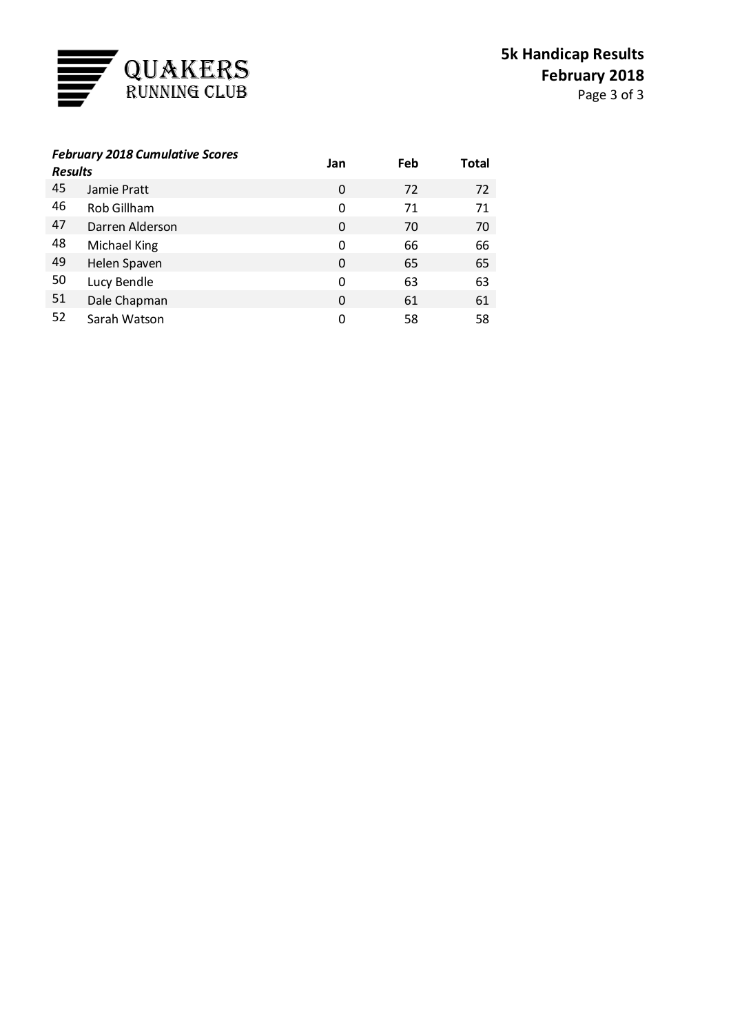QUAKERS RUNNING CLUB

**5k Handicap Results**
**February 2018**

| *February 2018 Cumulative Scores Results* | | Jan | Feb | Total |
|---|---|---|---|---|
| 45 | Jamie Pratt | 0 | 72 | 72 |
| 46 | Rob Gillham | 0 | 71 | 71 |
| 47 | Darren Alderson | 0 | 70 | 70 |
| 48 | Michael King | 0 | 66 | 66 |
| 49 | Helen Spaven | 0 | 65 | 65 |
| 50 | Lucy Bendle | 0 | 63 | 63 |
| 51 | Dale Chapman | 0 | 61 | 61 |
| 52 | Sarah Watson | 0 | 58 | 58 |